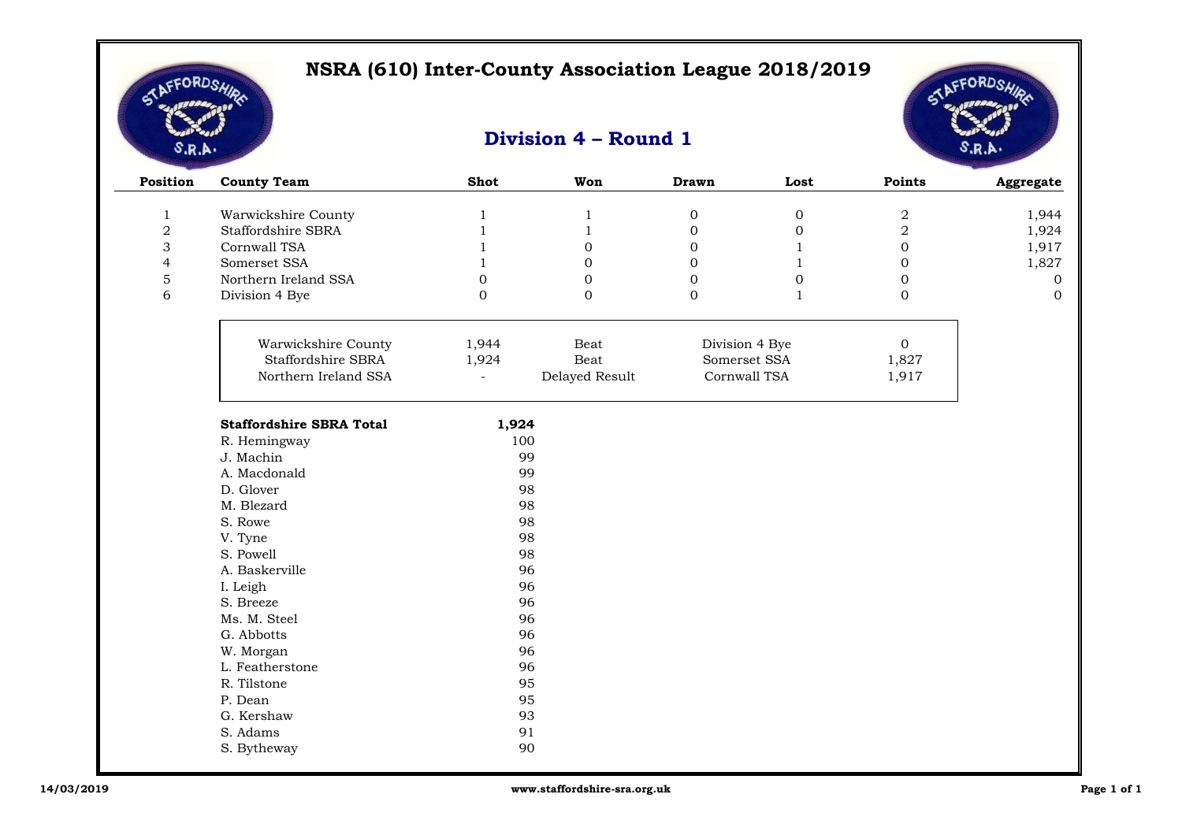# NSRA (610) Inter-County Association League 2018/2019

## Division 4 – Round 1

| Position | County Team | Shot | Won | Drawn | Lost | Points | Aggregate |
|---|---|---|---|---|---|---|---|
| 1 | Warwickshire County | 1 | 1 | 0 | 0 | 2 | 1,944 |
| 2 | Staffordshire SBRA | 1 | 1 | 0 | 0 | 2 | 1,924 |
| 3 | Cornwall TSA | 1 | 0 | 0 | 1 | 0 | 1,917 |
| 4 | Somerset SSA | 1 | 0 | 0 | 1 | 0 | 1,827 |
| 5 | Northern Ireland SSA | 0 | 0 | 0 | 0 | 0 | 0 |
| 6 | Division 4 Bye | 0 | 0 | 0 | 1 | 0 | 0 |

| Team | Score | Result | Opponent | Score |
|---|---|---|---|---|
| Warwickshire County | 1,944 | Beat | Division 4 Bye | 0 |
| Staffordshire SBRA | 1,924 | Beat | Somerset SSA | 1,827 |
| Northern Ireland SSA | - | Delayed Result | Cornwall TSA | 1,917 |

| **Staffordshire SBRA Total** | **1,924** |
|---|---|
| R. Hemingway | 100 |
| J. Machin | 99 |
| A. Macdonald | 99 |
| D. Glover | 98 |
| M. Blezard | 98 |
| S. Rowe | 98 |
| V. Tyne | 98 |
| S. Powell | 98 |
| A. Baskerville | 96 |
| I. Leigh | 96 |
| S. Breeze | 96 |
| Ms. M. Steel | 96 |
| G. Abbotts | 96 |
| W. Morgan | 96 |
| L. Featherstone | 96 |
| R. Tilstone | 95 |
| P. Dean | 95 |
| G. Kershaw | 93 |
| S. Adams | 91 |
| S. Bytheway | 90 |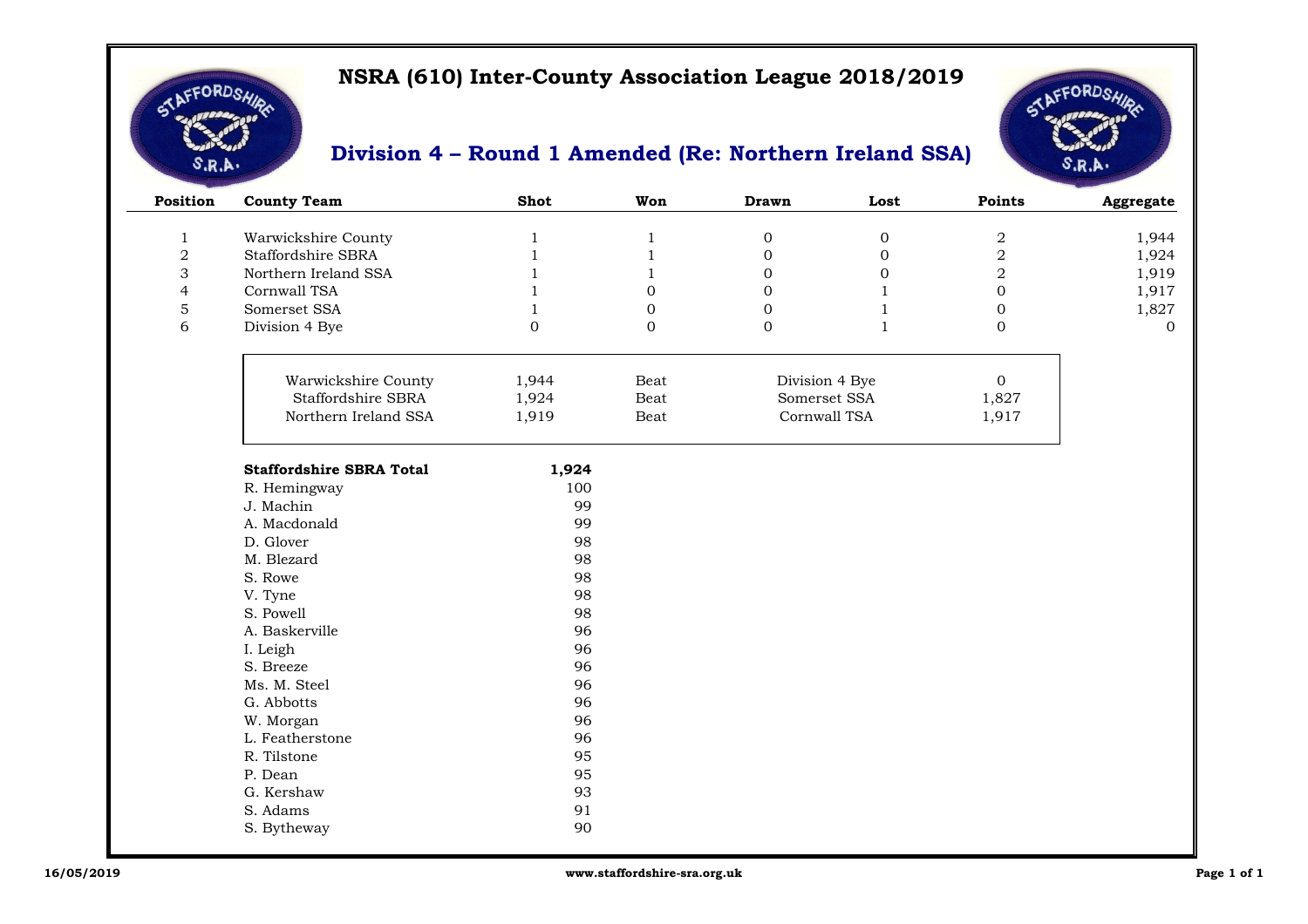# NSRA (610) Inter-County Association League 2018/2019

## Division 4 – Round 1 Amended (Re: Northern Ireland SSA)

| Position | County Team | Shot | Won | Drawn | Lost | Points | Aggregate |
|---|---|---|---|---|---|---|---|
| 1 | Warwickshire County | 1 | 1 | 0 | 0 | 2 | 1,944 |
| 2 | Staffordshire SBRA | 1 | 1 | 0 | 0 | 2 | 1,924 |
| 3 | Northern Ireland SSA | 1 | 1 | 0 | 0 | 2 | 1,919 |
| 4 | Cornwall TSA | 1 | 0 | 0 | 1 | 0 | 1,917 |
| 5 | Somerset SSA | 1 | 0 | 0 | 1 | 0 | 1,827 |
| 6 | Division 4 Bye | 0 | 0 | 0 | 1 | 0 | 0 |

| Team | Score | Result | Opponent | Score |
|---|---|---|---|---|
| Warwickshire County | 1,944 | Beat | Division 4 Bye | 0 |
| Staffordshire SBRA | 1,924 | Beat | Somerset SSA | 1,827 |
| Northern Ireland SSA | 1,919 | Beat | Cornwall TSA | 1,917 |

| **Staffordshire SBRA Total** | **1,924** |
|---|---|
| R. Hemingway | 100 |
| J. Machin | 99 |
| A. Macdonald | 99 |
| D. Glover | 98 |
| M. Blezard | 98 |
| S. Rowe | 98 |
| V. Tyne | 98 |
| S. Powell | 98 |
| A. Baskerville | 96 |
| I. Leigh | 96 |
| S. Breeze | 96 |
| Ms. M. Steel | 96 |
| G. Abbotts | 96 |
| W. Morgan | 96 |
| L. Featherstone | 96 |
| R. Tilstone | 95 |
| P. Dean | 95 |
| G. Kershaw | 93 |
| S. Adams | 91 |
| S. Bytheway | 90 |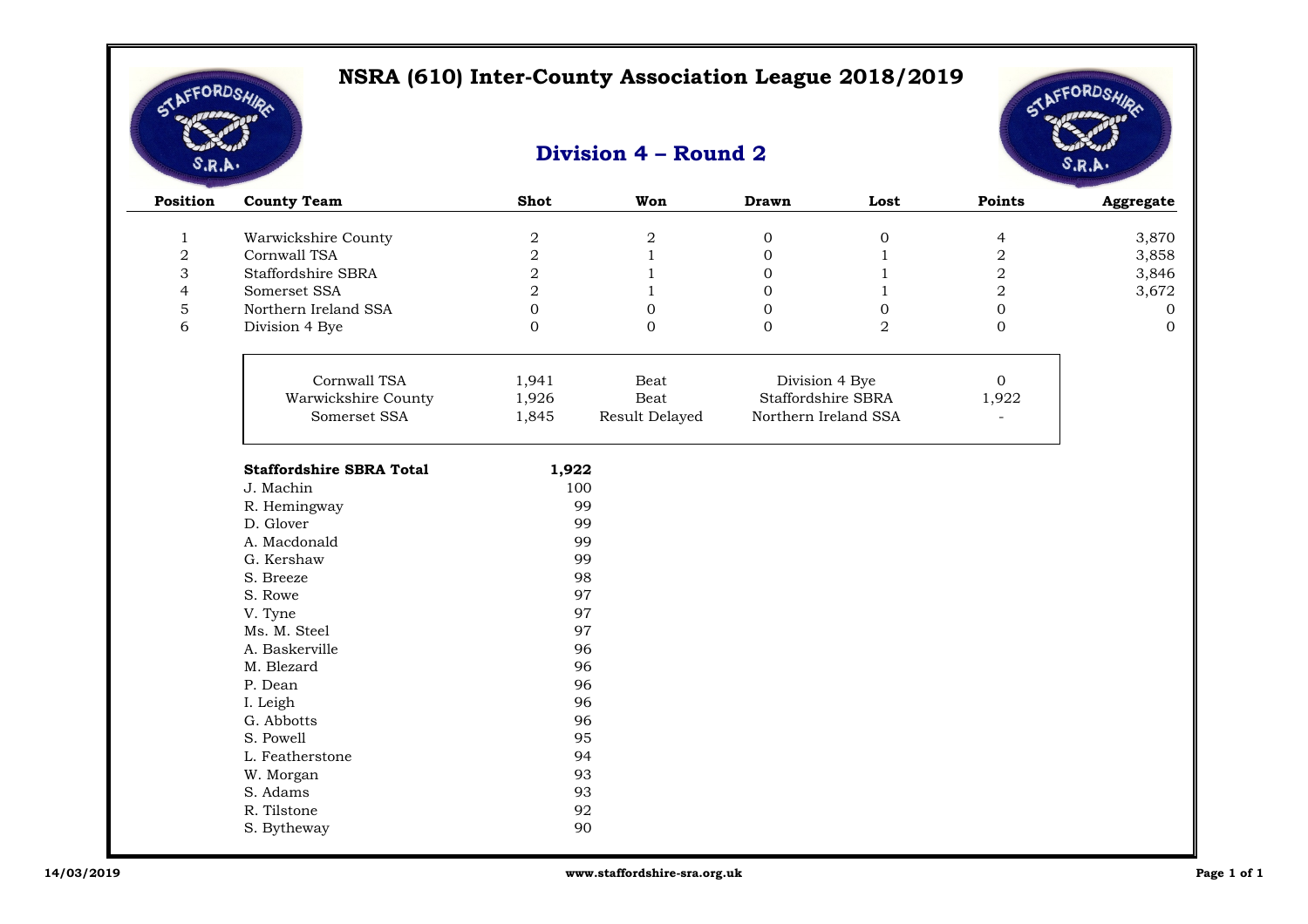# NSRA (610) Inter-County Association League 2018/2019

## Division 4 – Round 2

| Position | County Team | Shot | Won | Drawn | Lost | Points | Aggregate |
|---|---|---|---|---|---|---|---|
| 1 | Warwickshire County | 2 | 2 | 0 | 0 | 4 | 3,870 |
| 2 | Cornwall TSA | 2 | 1 | 0 | 1 | 2 | 3,858 |
| 3 | Staffordshire SBRA | 2 | 1 | 0 | 1 | 2 | 3,846 |
| 4 | Somerset SSA | 2 | 1 | 0 | 1 | 2 | 3,672 |
| 5 | Northern Ireland SSA | 0 | 0 | 0 | 0 | 0 | 0 |
| 6 | Division 4 Bye | 0 | 0 | 0 | 2 | 0 | 0 |

| Team | Score | Result | Opponent | Score |
|---|---|---|---|---|
| Cornwall TSA | 1,941 | Beat | Division 4 Bye | 0 |
| Warwickshire County | 1,926 | Beat | Staffordshire SBRA | 1,922 |
| Somerset SSA | 1,845 | Result Delayed | Northern Ireland SSA | - |

| **Staffordshire SBRA Total** | **1,922** |
|---|---|
| J. Machin | 100 |
| R. Hemingway | 99 |
| D. Glover | 99 |
| A. Macdonald | 99 |
| G. Kershaw | 99 |
| S. Breeze | 98 |
| S. Rowe | 97 |
| V. Tyne | 97 |
| Ms. M. Steel | 97 |
| A. Baskerville | 96 |
| M. Blezard | 96 |
| P. Dean | 96 |
| I. Leigh | 96 |
| G. Abbotts | 96 |
| S. Powell | 95 |
| L. Featherstone | 94 |
| W. Morgan | 93 |
| S. Adams | 93 |
| R. Tilstone | 92 |
| S. Bytheway | 90 |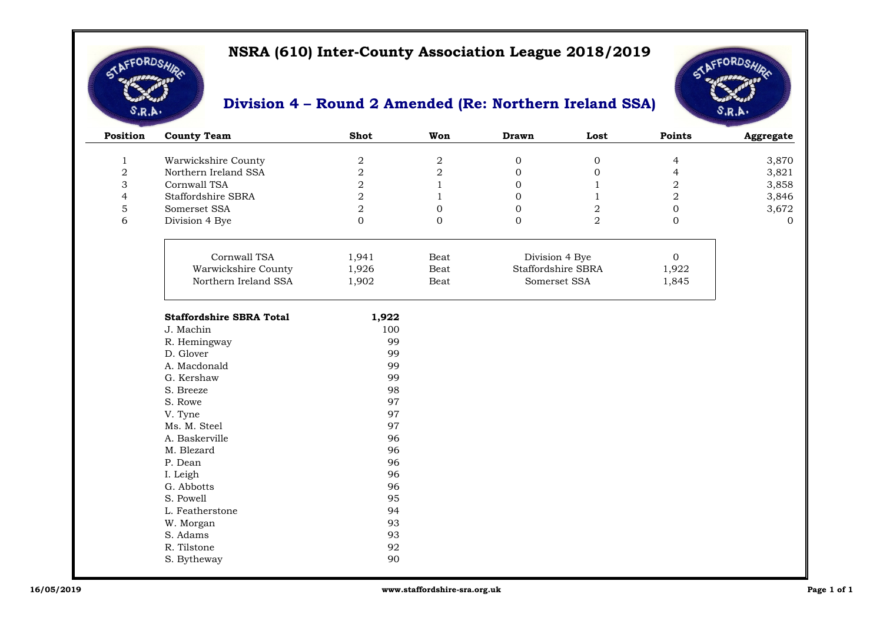# NSRA (610) Inter-County Association League 2018/2019

## Division 4 – Round 2 Amended (Re: Northern Ireland SSA)

| Position | County Team | Shot | Won | Drawn | Lost | Points | Aggregate |
|---|---|---|---|---|---|---|---|
| 1 | Warwickshire County | 2 | 2 | 0 | 0 | 4 | 3,870 |
| 2 | Northern Ireland SSA | 2 | 2 | 0 | 0 | 4 | 3,821 |
| 3 | Cornwall TSA | 2 | 1 | 0 | 1 | 2 | 3,858 |
| 4 | Staffordshire SBRA | 2 | 1 | 0 | 1 | 2 | 3,846 |
| 5 | Somerset SSA | 2 | 0 | 0 | 2 | 0 | 3,672 |
| 6 | Division 4 Bye | 0 | 0 | 0 | 2 | 0 | 0 |

| Team | Score | Result | Opponent | Score |
|---|---|---|---|---|
| Cornwall TSA | 1,941 | Beat | Division 4 Bye | 0 |
| Warwickshire County | 1,926 | Beat | Staffordshire SBRA | 1,922 |
| Northern Ireland SSA | 1,902 | Beat | Somerset SSA | 1,845 |

| **Staffordshire SBRA Total** | **1,922** |
|---|---|
| J. Machin | 100 |
| R. Hemingway | 99 |
| D. Glover | 99 |
| A. Macdonald | 99 |
| G. Kershaw | 99 |
| S. Breeze | 98 |
| S. Rowe | 97 |
| V. Tyne | 97 |
| Ms. M. Steel | 97 |
| A. Baskerville | 96 |
| M. Blezard | 96 |
| P. Dean | 96 |
| I. Leigh | 96 |
| G. Abbotts | 96 |
| S. Powell | 95 |
| L. Featherstone | 94 |
| W. Morgan | 93 |
| S. Adams | 93 |
| R. Tilstone | 92 |
| S. Bytheway | 90 |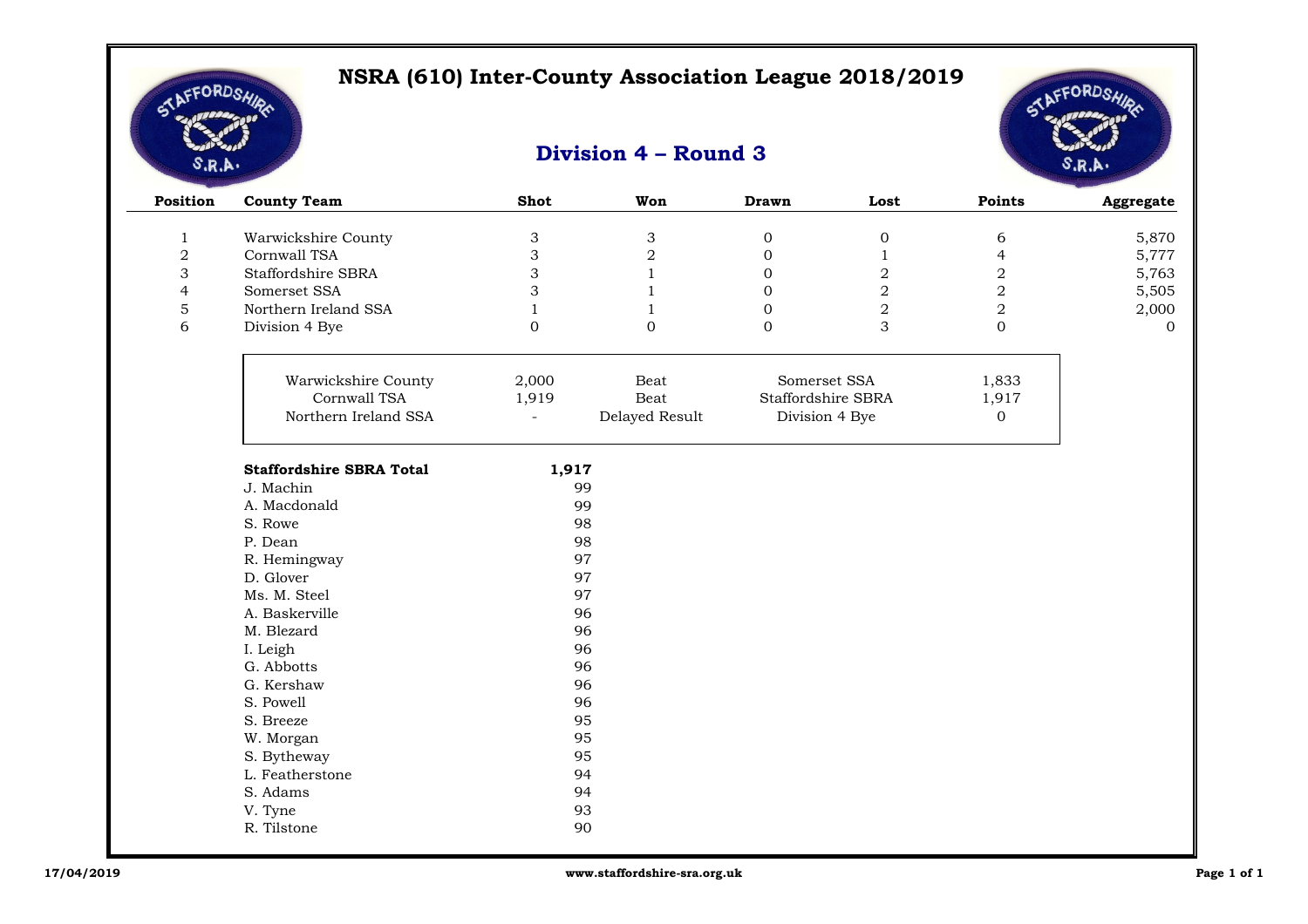# NSRA (610) Inter-County Association League 2018/2019

## Division 4 – Round 3

| Position | County Team | Shot | Won | Drawn | Lost | Points | Aggregate |
|---|---|---|---|---|---|---|---|
| 1 | Warwickshire County | 3 | 3 | 0 | 0 | 6 | 5,870 |
| 2 | Cornwall TSA | 3 | 2 | 0 | 1 | 4 | 5,777 |
| 3 | Staffordshire SBRA | 3 | 1 | 0 | 2 | 2 | 5,763 |
| 4 | Somerset SSA | 3 | 1 | 0 | 2 | 2 | 5,505 |
| 5 | Northern Ireland SSA | 1 | 1 | 0 | 2 | 2 | 2,000 |
| 6 | Division 4 Bye | 0 | 0 | 0 | 3 | 0 | 0 |

| Team | Score | Result | Opponent | Score |
|---|---|---|---|---|
| Warwickshire County | 2,000 | Beat | Somerset SSA | 1,833 |
| Cornwall TSA | 1,919 | Beat | Staffordshire SBRA | 1,917 |
| Northern Ireland SSA | - | Delayed Result | Division 4 Bye | 0 |

| **Staffordshire SBRA Total** | **1,917** |
|---|---|
| J. Machin | 99 |
| A. Macdonald | 99 |
| S. Rowe | 98 |
| P. Dean | 98 |
| R. Hemingway | 97 |
| D. Glover | 97 |
| Ms. M. Steel | 97 |
| A. Baskerville | 96 |
| M. Blezard | 96 |
| I. Leigh | 96 |
| G. Abbotts | 96 |
| G. Kershaw | 96 |
| S. Powell | 96 |
| S. Breeze | 95 |
| W. Morgan | 95 |
| S. Bytheway | 95 |
| L. Featherstone | 94 |
| S. Adams | 94 |
| V. Tyne | 93 |
| R. Tilstone | 90 |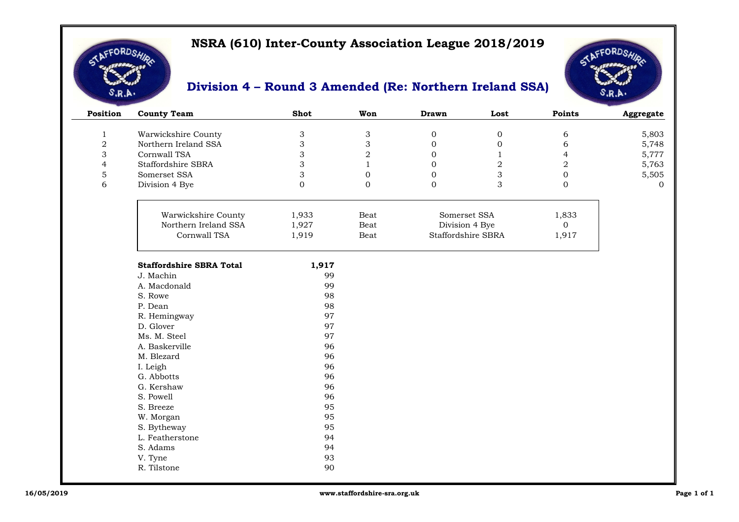# NSRA (610) Inter-County Association League 2018/2019

## Division 4 – Round 3 Amended (Re: Northern Ireland SSA)

| Position | County Team | Shot | Won | Drawn | Lost | Points | Aggregate |
|---|---|---|---|---|---|---|---|
| 1 | Warwickshire County | 3 | 3 | 0 | 0 | 6 | 5,803 |
| 2 | Northern Ireland SSA | 3 | 3 | 0 | 0 | 6 | 5,748 |
| 3 | Cornwall TSA | 3 | 2 | 0 | 1 | 4 | 5,777 |
| 4 | Staffordshire SBRA | 3 | 1 | 0 | 2 | 2 | 5,763 |
| 5 | Somerset SSA | 3 | 0 | 0 | 3 | 0 | 5,505 |
| 6 | Division 4 Bye | 0 | 0 | 0 | 3 | 0 | 0 |

| Team | Score | Result | Opponent | Score |
|---|---|---|---|---|
| Warwickshire County | 1,933 | Beat | Somerset SSA | 1,833 |
| Northern Ireland SSA | 1,927 | Beat | Division 4 Bye | 0 |
| Cornwall TSA | 1,919 | Beat | Staffordshire SBRA | 1,917 |

| **Staffordshire SBRA Total** | **1,917** |
|---|---|
| J. Machin | 99 |
| A. Macdonald | 99 |
| S. Rowe | 98 |
| P. Dean | 98 |
| R. Hemingway | 97 |
| D. Glover | 97 |
| Ms. M. Steel | 97 |
| A. Baskerville | 96 |
| M. Blezard | 96 |
| I. Leigh | 96 |
| G. Abbotts | 96 |
| G. Kershaw | 96 |
| S. Powell | 96 |
| S. Breeze | 95 |
| W. Morgan | 95 |
| S. Bytheway | 95 |
| L. Featherstone | 94 |
| S. Adams | 94 |
| V. Tyne | 93 |
| R. Tilstone | 90 |

16/05/2019 www.staffordshire-sra.org.uk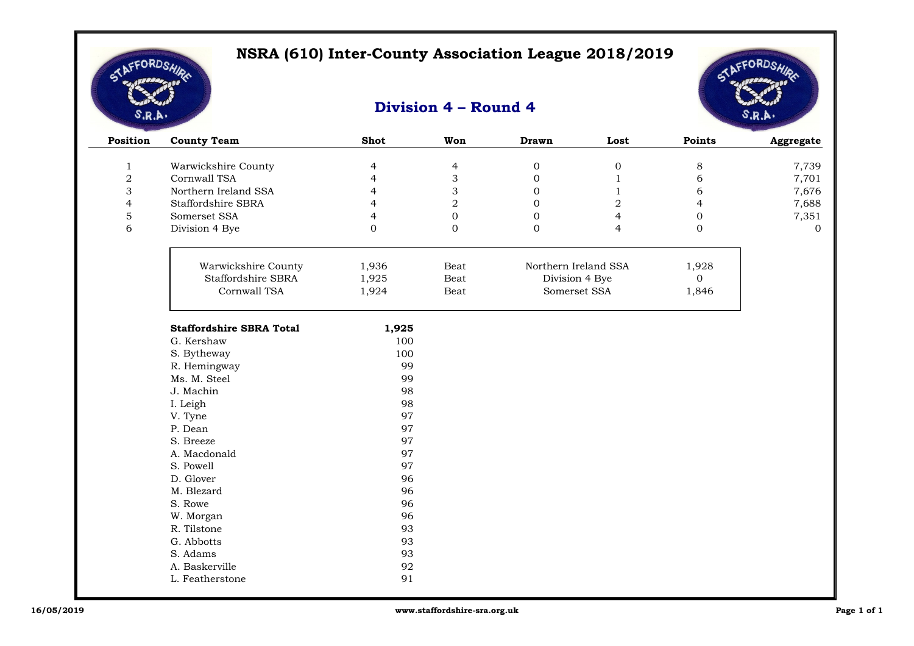# NSRA (610) Inter-County Association League 2018/2019

## Division 4 – Round 4

| Position | County Team | Shot | Won | Drawn | Lost | Points | Aggregate |
|---|---|---|---|---|---|---|---|
| 1 | Warwickshire County | 4 | 4 | 0 | 0 | 8 | 7,739 |
| 2 | Cornwall TSA | 4 | 3 | 0 | 1 | 6 | 7,701 |
| 3 | Northern Ireland SSA | 4 | 3 | 0 | 1 | 6 | 7,676 |
| 4 | Staffordshire SBRA | 4 | 2 | 0 | 2 | 4 | 7,688 |
| 5 | Somerset SSA | 4 | 0 | 0 | 4 | 0 | 7,351 |
| 6 | Division 4 Bye | 0 | 0 | 0 | 4 | 0 | 0 |

| Team | Score | Result | Opponent | Score |
|---|---|---|---|---|
| Warwickshire County | 1,936 | Beat | Northern Ireland SSA | 1,928 |
| Staffordshire SBRA | 1,925 | Beat | Division 4 Bye | 0 |
| Cornwall TSA | 1,924 | Beat | Somerset SSA | 1,846 |

| **Staffordshire SBRA Total** | **1,925** |
|---|---|
| G. Kershaw | 100 |
| S. Bytheway | 100 |
| R. Hemingway | 99 |
| Ms. M. Steel | 99 |
| J. Machin | 98 |
| I. Leigh | 98 |
| V. Tyne | 97 |
| P. Dean | 97 |
| S. Breeze | 97 |
| A. Macdonald | 97 |
| S. Powell | 97 |
| D. Glover | 96 |
| M. Blezard | 96 |
| S. Rowe | 96 |
| W. Morgan | 96 |
| R. Tilstone | 93 |
| G. Abbotts | 93 |
| S. Adams | 93 |
| A. Baskerville | 92 |
| L. Featherstone | 91 |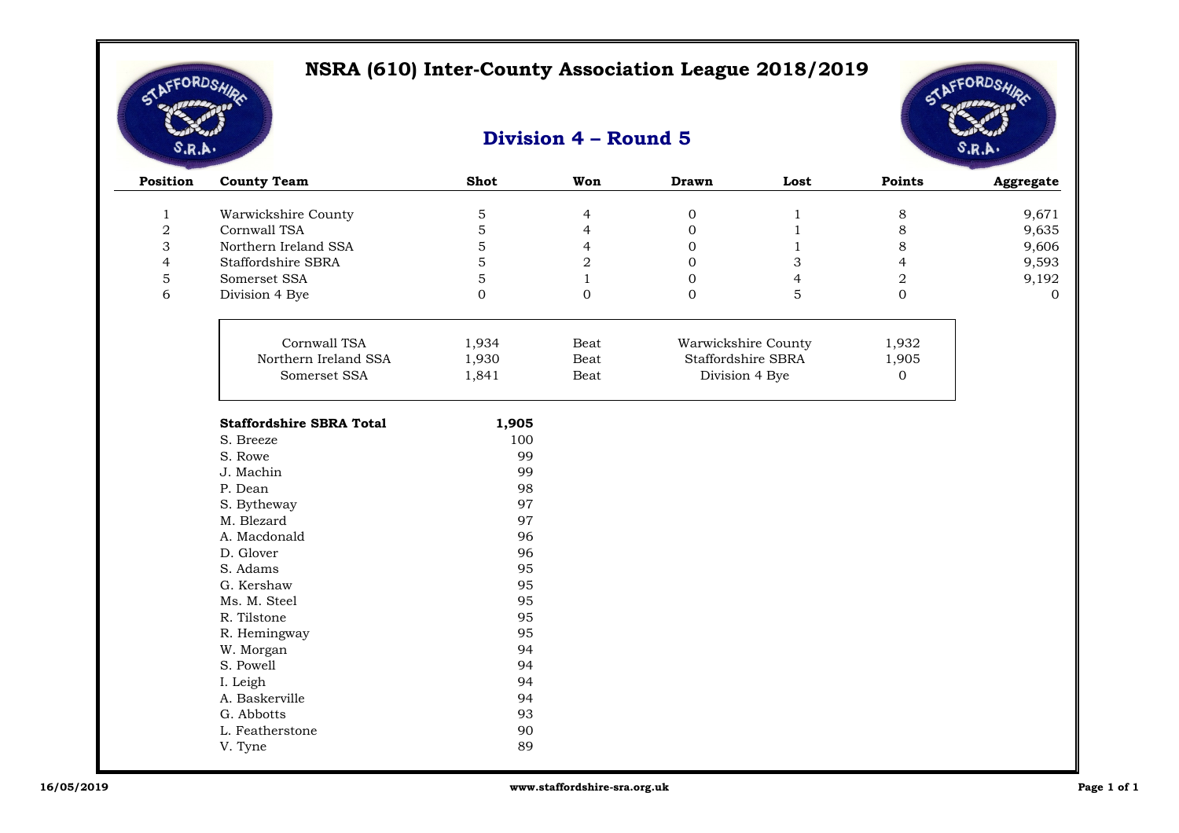# NSRA (610) Inter-County Association League 2018/2019

## Division 4 – Round 5

| Position | County Team | Shot | Won | Drawn | Lost | Points | Aggregate |
|---|---|---|---|---|---|---|---|
| 1 | Warwickshire County | 5 | 4 | 0 | 1 | 8 | 9,671 |
| 2 | Cornwall TSA | 5 | 4 | 0 | 1 | 8 | 9,635 |
| 3 | Northern Ireland SSA | 5 | 4 | 0 | 1 | 8 | 9,606 |
| 4 | Staffordshire SBRA | 5 | 2 | 0 | 3 | 4 | 9,593 |
| 5 | Somerset SSA | 5 | 1 | 0 | 4 | 2 | 9,192 |
| 6 | Division 4 Bye | 0 | 0 | 0 | 5 | 0 | 0 |

| Team | Score | Result | Opponent | Score |
|---|---|---|---|---|
| Cornwall TSA | 1,934 | Beat | Warwickshire County | 1,932 |
| Northern Ireland SSA | 1,930 | Beat | Staffordshire SBRA | 1,905 |
| Somerset SSA | 1,841 | Beat | Division 4 Bye | 0 |

| **Staffordshire SBRA Total** | **1,905** |
|---|---|
| S. Breeze | 100 |
| S. Rowe | 99 |
| J. Machin | 99 |
| P. Dean | 98 |
| S. Bytheway | 97 |
| M. Blezard | 97 |
| A. Macdonald | 96 |
| D. Glover | 96 |
| S. Adams | 95 |
| G. Kershaw | 95 |
| Ms. M. Steel | 95 |
| R. Tilstone | 95 |
| R. Hemingway | 95 |
| W. Morgan | 94 |
| S. Powell | 94 |
| I. Leigh | 94 |
| A. Baskerville | 94 |
| G. Abbotts | 93 |
| L. Featherstone | 90 |
| V. Tyne | 89 |

16/05/2019 www.staffordshire-sra.org.uk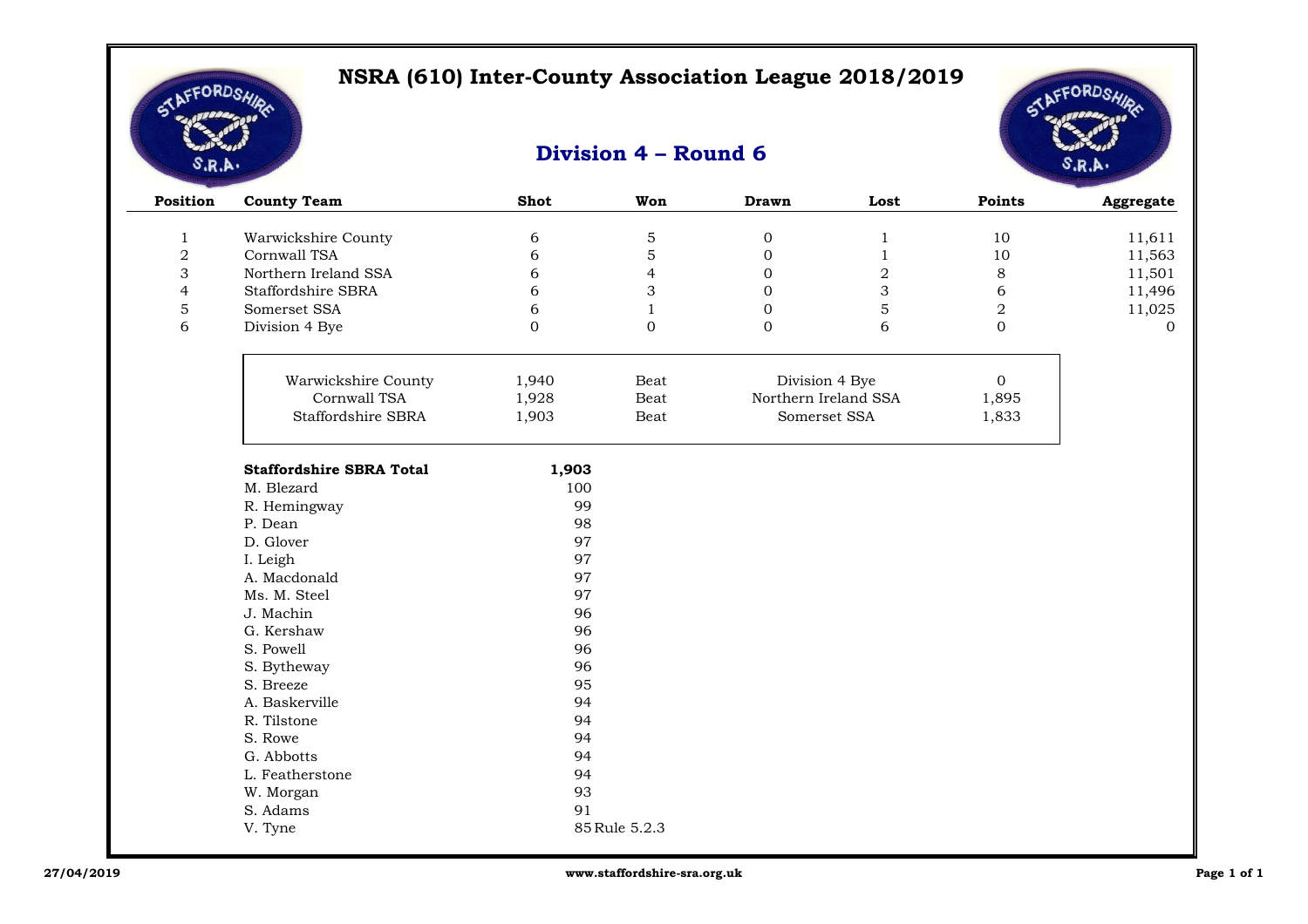# NSRA (610) Inter-County Association League 2018/2019

## Division 4 – Round 6

| Position | County Team | Shot | Won | Drawn | Lost | Points | Aggregate |
|---|---|---|---|---|---|---|---|
| 1 | Warwickshire County | 6 | 5 | 0 | 1 | 10 | 11,611 |
| 2 | Cornwall TSA | 6 | 5 | 0 | 1 | 10 | 11,563 |
| 3 | Northern Ireland SSA | 6 | 4 | 0 | 2 | 8 | 11,501 |
| 4 | Staffordshire SBRA | 6 | 3 | 0 | 3 | 6 | 11,496 |
| 5 | Somerset SSA | 6 | 1 | 0 | 5 | 2 | 11,025 |
| 6 | Division 4 Bye | 0 | 0 | 0 | 6 | 0 | 0 |

| | | | | |
|---|---|---|---|---|
| Warwickshire County | 1,940 | Beat | Division 4 Bye | 0 |
| Cornwall TSA | 1,928 | Beat | Northern Ireland SSA | 1,895 |
| Staffordshire SBRA | 1,903 | Beat | Somerset SSA | 1,833 |

| **Staffordshire SBRA Total** | **1,903** | |
|---|---|---|
| M. Blezard | 100 | |
| R. Hemingway | 99 | |
| P. Dean | 98 | |
| D. Glover | 97 | |
| I. Leigh | 97 | |
| A. Macdonald | 97 | |
| Ms. M. Steel | 97 | |
| J. Machin | 96 | |
| G. Kershaw | 96 | |
| S. Powell | 96 | |
| S. Bytheway | 96 | |
| S. Breeze | 95 | |
| A. Baskerville | 94 | |
| R. Tilstone | 94 | |
| S. Rowe | 94 | |
| G. Abbotts | 94 | |
| L. Featherstone | 94 | |
| W. Morgan | 93 | |
| S. Adams | 91 | |
| V. Tyne | 85 | Rule 5.2.3 |

27/04/2019 www.staffordshire-sra.org.uk